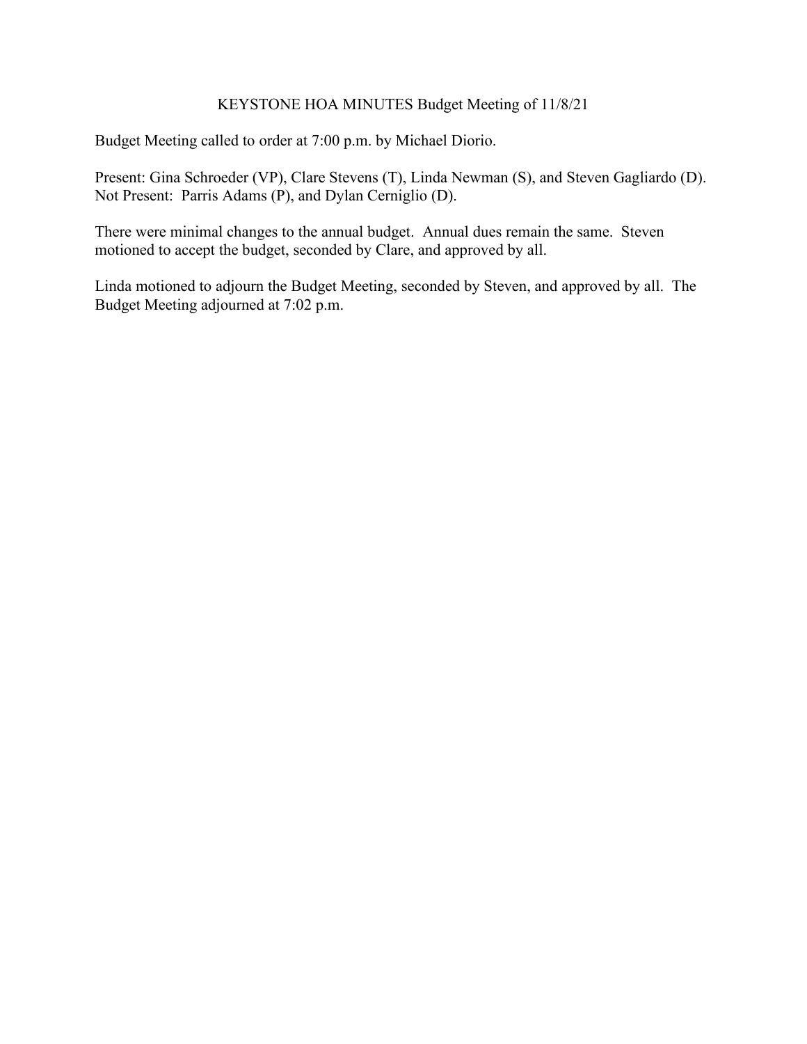# KEYSTONE HOA MINUTES Budget Meeting of 11/8/21

Budget Meeting called to order at 7:00 p.m. by Michael Diorio.

Present: Gina Schroeder (VP), Clare Stevens (T), Linda Newman (S), and Steven Gagliardo (D).
Not Present: Parris Adams (P), and Dylan Cerniglio (D).

There were minimal changes to the annual budget. Annual dues remain the same. Steven motioned to accept the budget, seconded by Clare, and approved by all.

Linda motioned to adjourn the Budget Meeting, seconded by Steven, and approved by all. The Budget Meeting adjourned at 7:02 p.m.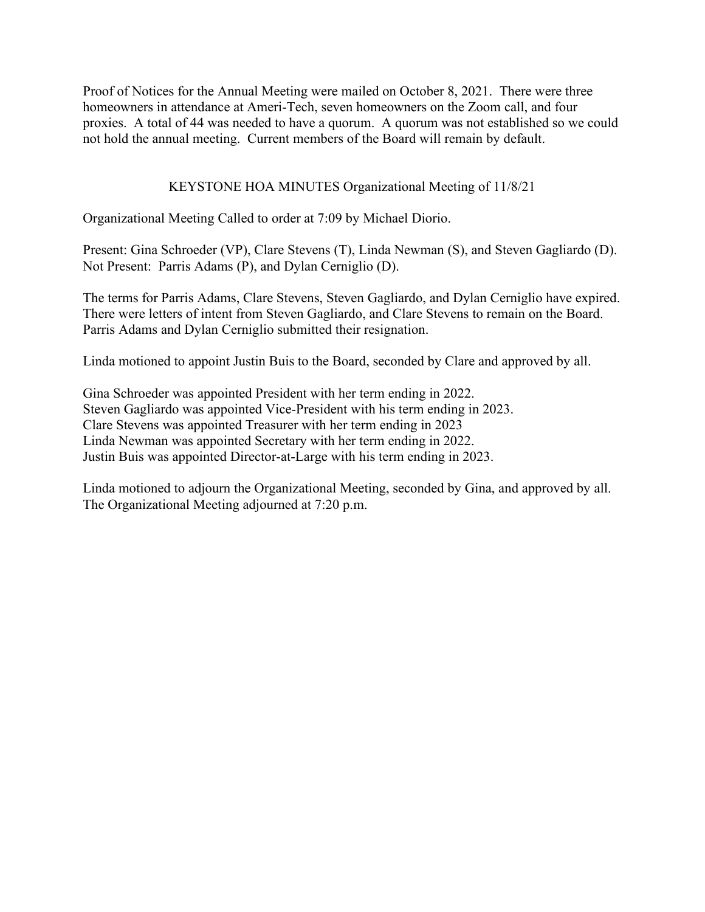Proof of Notices for the Annual Meeting were mailed on October 8, 2021. There were three homeowners in attendance at Ameri-Tech, seven homeowners on the Zoom call, and four proxies. A total of 44 was needed to have a quorum. A quorum was not established so we could not hold the annual meeting. Current members of the Board will remain by default.

## KEYSTONE HOA MINUTES Organizational Meeting of 11/8/21

Organizational Meeting Called to order at 7:09 by Michael Diorio.

Present: Gina Schroeder (VP), Clare Stevens (T), Linda Newman (S), and Steven Gagliardo (D).
Not Present: Parris Adams (P), and Dylan Cerniglio (D).

The terms for Parris Adams, Clare Stevens, Steven Gagliardo, and Dylan Cerniglio have expired. There were letters of intent from Steven Gagliardo, and Clare Stevens to remain on the Board. Parris Adams and Dylan Cerniglio submitted their resignation.

Linda motioned to appoint Justin Buis to the Board, seconded by Clare and approved by all.

Gina Schroeder was appointed President with her term ending in 2022.
Steven Gagliardo was appointed Vice-President with his term ending in 2023.
Clare Stevens was appointed Treasurer with her term ending in 2023
Linda Newman was appointed Secretary with her term ending in 2022.
Justin Buis was appointed Director-at-Large with his term ending in 2023.

Linda motioned to adjourn the Organizational Meeting, seconded by Gina, and approved by all.
The Organizational Meeting adjourned at 7:20 p.m.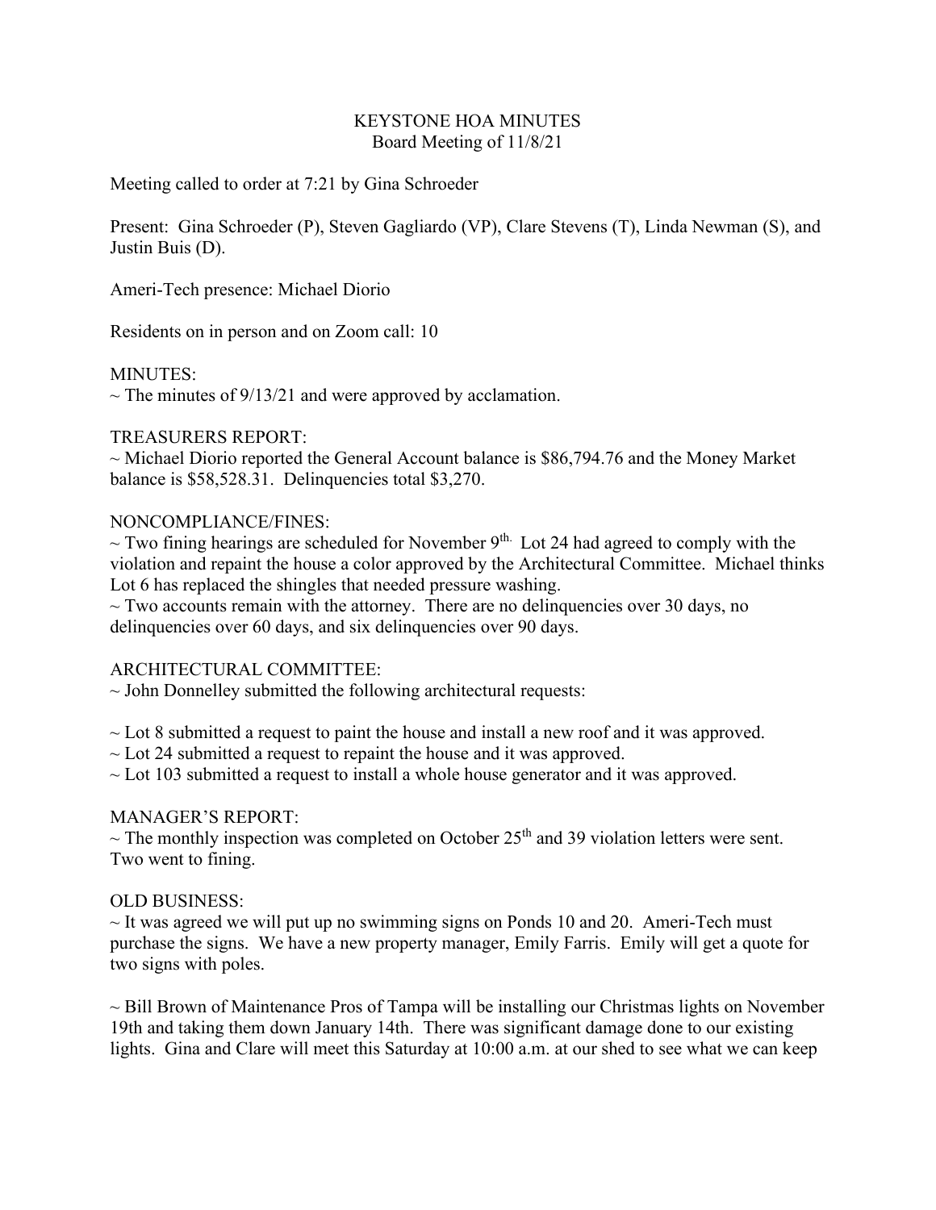# KEYSTONE HOA MINUTES

Board Meeting of 11/8/21

Meeting called to order at 7:21 by Gina Schroeder

Present: Gina Schroeder (P), Steven Gagliardo (VP), Clare Stevens (T), Linda Newman (S), and Justin Buis (D).

Ameri-Tech presence: Michael Diorio

Residents on in person and on Zoom call: 10

MINUTES:

~ The minutes of 9/13/21 and were approved by acclamation.

TREASURERS REPORT:

~ Michael Diorio reported the General Account balance is $86,794.76 and the Money Market balance is $58,528.31. Delinquencies total $3,270.

NONCOMPLIANCE/FINES:

~ Two fining hearings are scheduled for November 9th. Lot 24 had agreed to comply with the violation and repaint the house a color approved by the Architectural Committee. Michael thinks Lot 6 has replaced the shingles that needed pressure washing.

~ Two accounts remain with the attorney. There are no delinquencies over 30 days, no delinquencies over 60 days, and six delinquencies over 90 days.

ARCHITECTURAL COMMITTEE:

~ John Donnelley submitted the following architectural requests:

~ Lot 8 submitted a request to paint the house and install a new roof and it was approved.

~ Lot 24 submitted a request to repaint the house and it was approved.

~ Lot 103 submitted a request to install a whole house generator and it was approved.

MANAGER'S REPORT:

~ The monthly inspection was completed on October 25th and 39 violation letters were sent. Two went to fining.

OLD BUSINESS:

~ It was agreed we will put up no swimming signs on Ponds 10 and 20. Ameri-Tech must purchase the signs. We have a new property manager, Emily Farris. Emily will get a quote for two signs with poles.

~ Bill Brown of Maintenance Pros of Tampa will be installing our Christmas lights on November 19th and taking them down January 14th. There was significant damage done to our existing lights. Gina and Clare will meet this Saturday at 10:00 a.m. at our shed to see what we can keep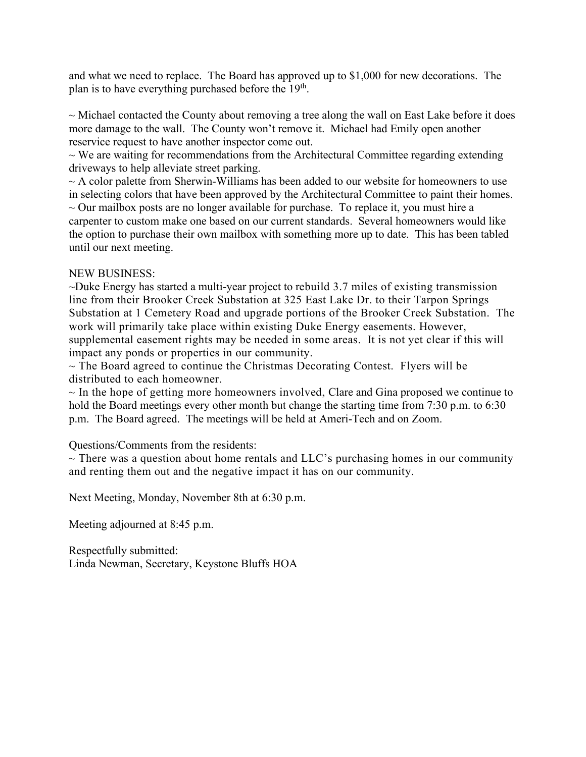and what we need to replace. The Board has approved up to $1,000 for new decorations. The plan is to have everything purchased before the 19th.

~ Michael contacted the County about removing a tree along the wall on East Lake before it does more damage to the wall. The County won't remove it. Michael had Emily open another reservice request to have another inspector come out.
~ We are waiting for recommendations from the Architectural Committee regarding extending driveways to help alleviate street parking.
~ A color palette from Sherwin-Williams has been added to our website for homeowners to use in selecting colors that have been approved by the Architectural Committee to paint their homes.
~ Our mailbox posts are no longer available for purchase. To replace it, you must hire a carpenter to custom make one based on our current standards. Several homeowners would like the option to purchase their own mailbox with something more up to date. This has been tabled until our next meeting.

NEW BUSINESS:
~Duke Energy has started a multi-year project to rebuild 3.7 miles of existing transmission line from their Brooker Creek Substation at 325 East Lake Dr. to their Tarpon Springs Substation at 1 Cemetery Road and upgrade portions of the Brooker Creek Substation. The work will primarily take place within existing Duke Energy easements. However, supplemental easement rights may be needed in some areas. It is not yet clear if this will impact any ponds or properties in our community.
~ The Board agreed to continue the Christmas Decorating Contest. Flyers will be distributed to each homeowner.
~ In the hope of getting more homeowners involved, Clare and Gina proposed we continue to hold the Board meetings every other month but change the starting time from 7:30 p.m. to 6:30 p.m. The Board agreed. The meetings will be held at Ameri-Tech and on Zoom.

Questions/Comments from the residents:
~ There was a question about home rentals and LLC's purchasing homes in our community and renting them out and the negative impact it has on our community.

Next Meeting, Monday, November 8th at 6:30 p.m.

Meeting adjourned at 8:45 p.m.

Respectfully submitted:
Linda Newman, Secretary, Keystone Bluffs HOA